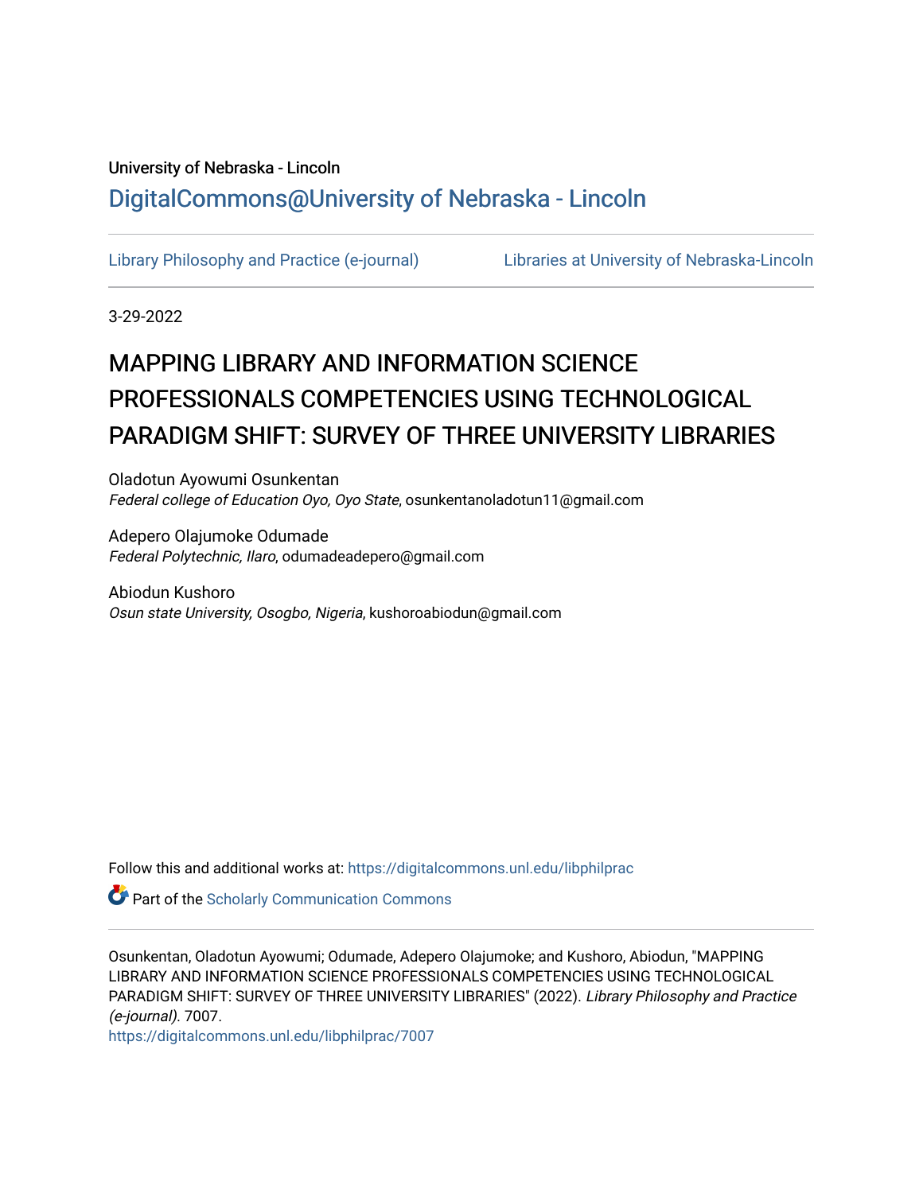University of Nebraska - Lincoln

DigitalCommons@University of Nebraska - Lincoln

Library Philosophy and Practice (e-journal)    Libraries at University of Nebraska-Lincoln

3-29-2022

# MAPPING LIBRARY AND INFORMATION SCIENCE PROFESSIONALS COMPETENCIES USING TECHNOLOGICAL PARADIGM SHIFT: SURVEY OF THREE UNIVERSITY LIBRARIES

Oladotun Ayowumi Osunkentan
*Federal college of Education Oyo, Oyo State*, osunkentanoladotun11@gmail.com

Adepero Olajumoke Odumade
*Federal Polytechnic, Ilaro*, odumadeadepero@gmail.com

Abiodun Kushoro
*Osun state University, Osogbo, Nigeria*, kushoroabiodun@gmail.com

Follow this and additional works at: https://digitalcommons.unl.edu/libphilprac

Part of the Scholarly Communication Commons

Osunkentan, Oladotun Ayowumi; Odumade, Adepero Olajumoke; and Kushoro, Abiodun, "MAPPING LIBRARY AND INFORMATION SCIENCE PROFESSIONALS COMPETENCIES USING TECHNOLOGICAL PARADIGM SHIFT: SURVEY OF THREE UNIVERSITY LIBRARIES" (2022). *Library Philosophy and Practice (e-journal)*. 7007.
https://digitalcommons.unl.edu/libphilprac/7007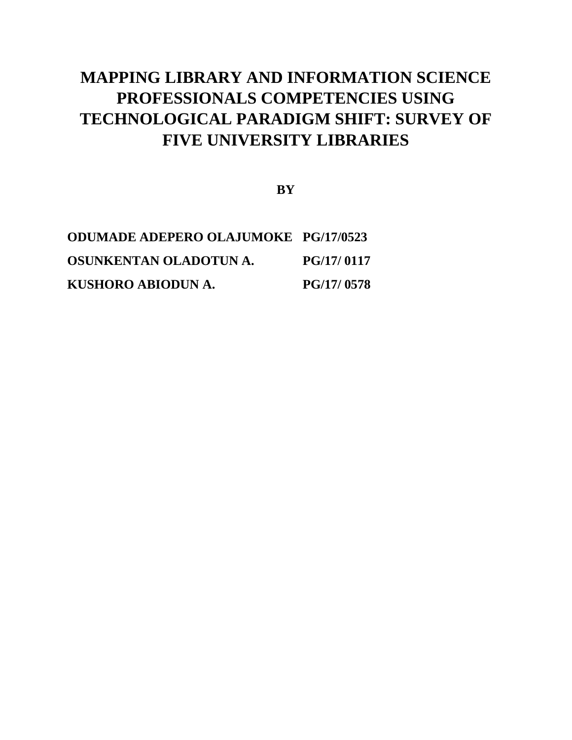# MAPPING LIBRARY AND INFORMATION SCIENCE PROFESSIONALS COMPETENCIES USING TECHNOLOGICAL PARADIGM SHIFT: SURVEY OF FIVE UNIVERSITY LIBRARIES

**BY**

| | |
|---|---|
| **ODUMADE ADEPERO OLAJUMOKE** | **PG/17/0523** |
| **OSUNKENTAN OLADOTUN A.** | **PG/17/ 0117** |
| **KUSHORO ABIODUN A.** | **PG/17/ 0578** |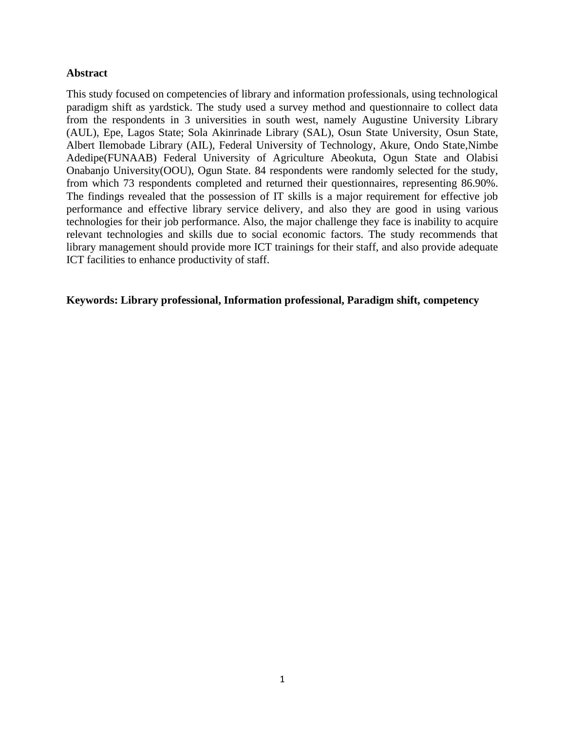## Abstract

This study focused on competencies of library and information professionals, using technological paradigm shift as yardstick. The study used a survey method and questionnaire to collect data from the respondents in 3 universities in south west, namely Augustine University Library (AUL), Epe, Lagos State; Sola Akinrinade Library (SAL), Osun State University, Osun State, Albert Ilemobade Library (AIL), Federal University of Technology, Akure, Ondo State,Nimbe Adedipe(FUNAAB) Federal University of Agriculture Abeokuta, Ogun State and Olabisi Onabanjo University(OOU), Ogun State. 84 respondents were randomly selected for the study, from which 73 respondents completed and returned their questionnaires, representing 86.90%. The findings revealed that the possession of IT skills is a major requirement for effective job performance and effective library service delivery, and also they are good in using various technologies for their job performance. Also, the major challenge they face is inability to acquire relevant technologies and skills due to social economic factors. The study recommends that library management should provide more ICT trainings for their staff, and also provide adequate ICT facilities to enhance productivity of staff.

**Keywords: Library professional, Information professional, Paradigm shift, competency**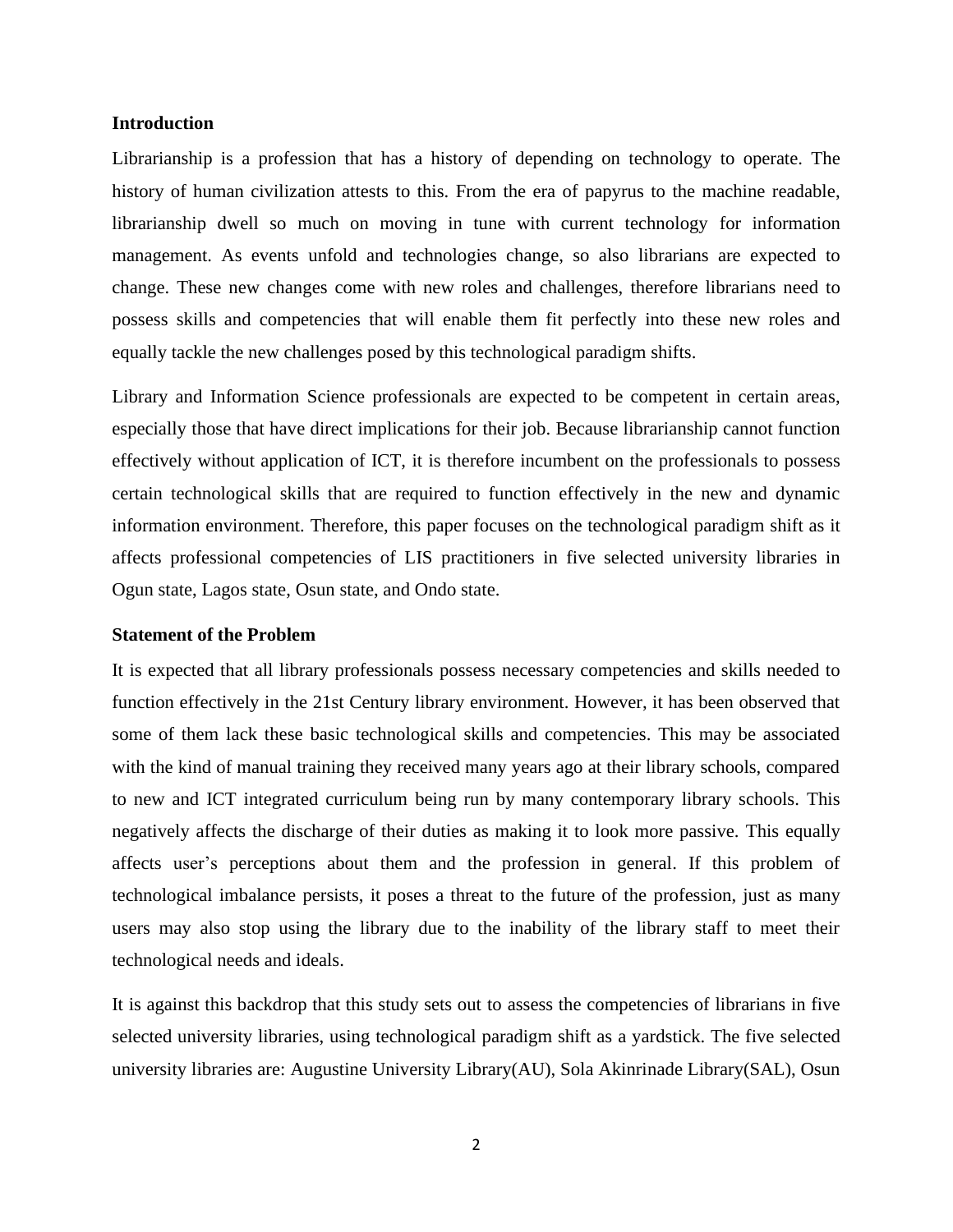## Introduction

Librarianship is a profession that has a history of depending on technology to operate. The history of human civilization attests to this. From the era of papyrus to the machine readable, librarianship dwell so much on moving in tune with current technology for information management. As events unfold and technologies change, so also librarians are expected to change. These new changes come with new roles and challenges, therefore librarians need to possess skills and competencies that will enable them fit perfectly into these new roles and equally tackle the new challenges posed by this technological paradigm shifts.

Library and Information Science professionals are expected to be competent in certain areas, especially those that have direct implications for their job. Because librarianship cannot function effectively without application of ICT, it is therefore incumbent on the professionals to possess certain technological skills that are required to function effectively in the new and dynamic information environment. Therefore, this paper focuses on the technological paradigm shift as it affects professional competencies of LIS practitioners in five selected university libraries in Ogun state, Lagos state, Osun state, and Ondo state.

## Statement of the Problem

It is expected that all library professionals possess necessary competencies and skills needed to function effectively in the 21st Century library environment. However, it has been observed that some of them lack these basic technological skills and competencies. This may be associated with the kind of manual training they received many years ago at their library schools, compared to new and ICT integrated curriculum being run by many contemporary library schools. This negatively affects the discharge of their duties as making it to look more passive. This equally affects user's perceptions about them and the profession in general. If this problem of technological imbalance persists, it poses a threat to the future of the profession, just as many users may also stop using the library due to the inability of the library staff to meet their technological needs and ideals.

It is against this backdrop that this study sets out to assess the competencies of librarians in five selected university libraries, using technological paradigm shift as a yardstick. The five selected university libraries are: Augustine University Library(AU), Sola Akinrinade Library(SAL), Osun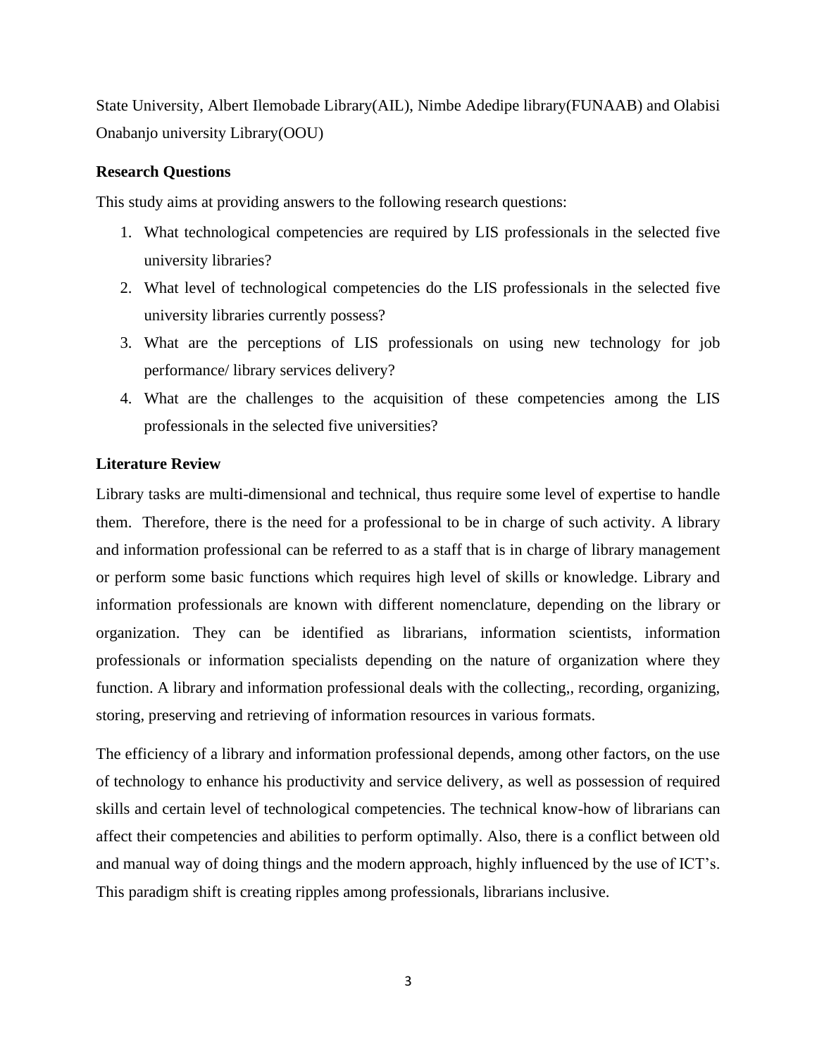State University, Albert Ilemobade Library(AIL), Nimbe Adedipe library(FUNAAB) and Olabisi Onabanjo university Library(OOU)

**Research Questions**

This study aims at providing answers to the following research questions:

1. What technological competencies are required by LIS professionals in the selected five university libraries?
2. What level of technological competencies do the LIS professionals in the selected five university libraries currently possess?
3. What are the perceptions of LIS professionals on using new technology for job performance/ library services delivery?
4. What are the challenges to the acquisition of these competencies among the LIS professionals in the selected five universities?

**Literature Review**

Library tasks are multi-dimensional and technical, thus require some level of expertise to handle them. Therefore, there is the need for a professional to be in charge of such activity. A library and information professional can be referred to as a staff that is in charge of library management or perform some basic functions which requires high level of skills or knowledge. Library and information professionals are known with different nomenclature, depending on the library or organization. They can be identified as librarians, information scientists, information professionals or information specialists depending on the nature of organization where they function. A library and information professional deals with the collecting,, recording, organizing, storing, preserving and retrieving of information resources in various formats.

The efficiency of a library and information professional depends, among other factors, on the use of technology to enhance his productivity and service delivery, as well as possession of required skills and certain level of technological competencies. The technical know-how of librarians can affect their competencies and abilities to perform optimally. Also, there is a conflict between old and manual way of doing things and the modern approach, highly influenced by the use of ICT's. This paradigm shift is creating ripples among professionals, librarians inclusive.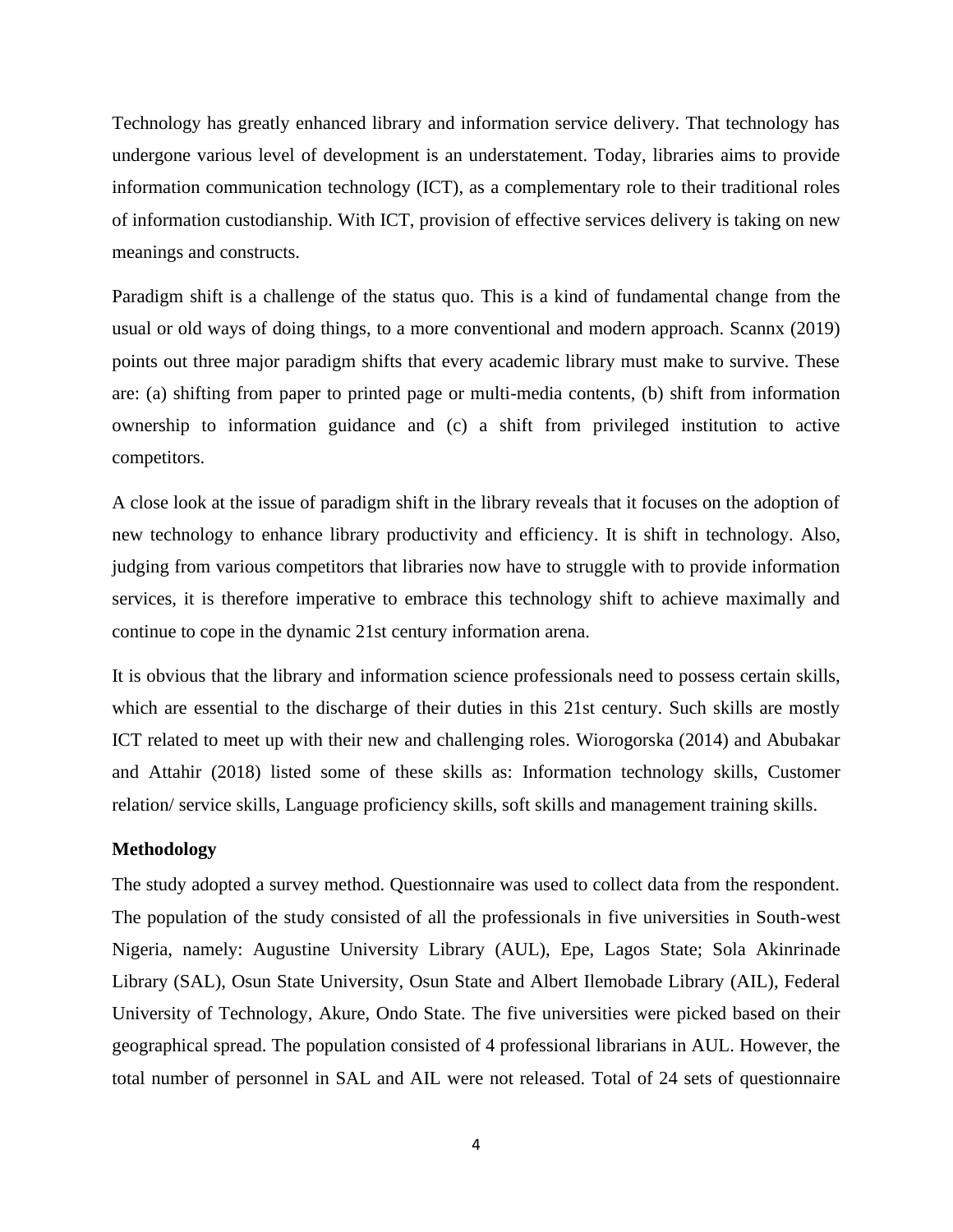Technology has greatly enhanced library and information service delivery. That technology has undergone various level of development is an understatement. Today, libraries aims to provide information communication technology (ICT), as a complementary role to their traditional roles of information custodianship. With ICT, provision of effective services delivery is taking on new meanings and constructs.

Paradigm shift is a challenge of the status quo. This is a kind of fundamental change from the usual or old ways of doing things, to a more conventional and modern approach. Scannx (2019) points out three major paradigm shifts that every academic library must make to survive. These are: (a) shifting from paper to printed page or multi-media contents, (b) shift from information ownership to information guidance and (c) a shift from privileged institution to active competitors.

A close look at the issue of paradigm shift in the library reveals that it focuses on the adoption of new technology to enhance library productivity and efficiency. It is shift in technology. Also, judging from various competitors that libraries now have to struggle with to provide information services, it is therefore imperative to embrace this technology shift to achieve maximally and continue to cope in the dynamic 21st century information arena.

It is obvious that the library and information science professionals need to possess certain skills, which are essential to the discharge of their duties in this 21st century. Such skills are mostly ICT related to meet up with their new and challenging roles. Wiorogorska (2014) and Abubakar and Attahir (2018) listed some of these skills as: Information technology skills, Customer relation/ service skills, Language proficiency skills, soft skills and management training skills.

**Methodology**

The study adopted a survey method. Questionnaire was used to collect data from the respondent. The population of the study consisted of all the professionals in five universities in South-west Nigeria, namely: Augustine University Library (AUL), Epe, Lagos State; Sola Akinrinade Library (SAL), Osun State University, Osun State and Albert Ilemobade Library (AIL), Federal University of Technology, Akure, Ondo State. The five universities were picked based on their geographical spread. The population consisted of 4 professional librarians in AUL. However, the total number of personnel in SAL and AIL were not released. Total of 24 sets of questionnaire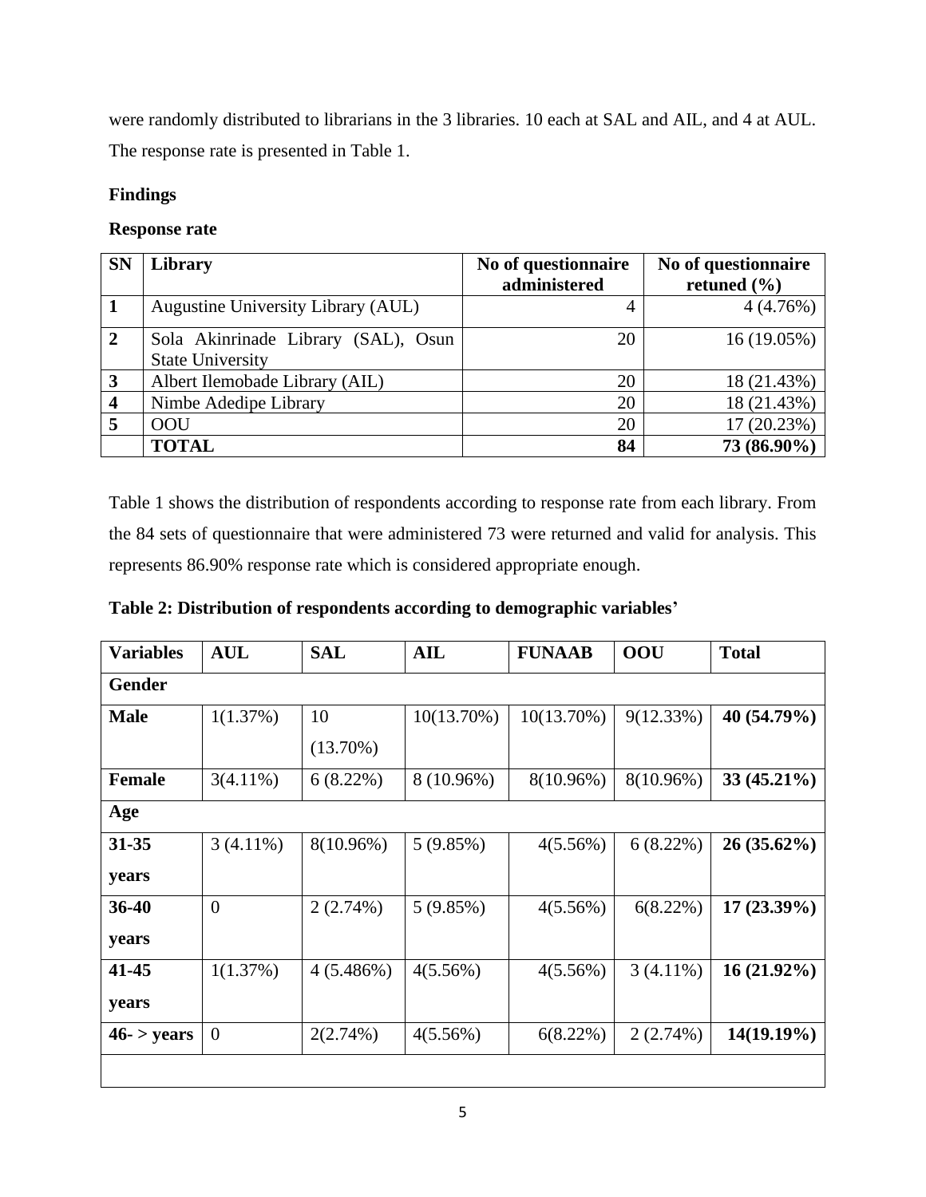were randomly distributed to librarians in the 3 libraries. 10 each at SAL and AIL, and 4 at AUL. The response rate is presented in Table 1.

**Findings**

**Response rate**

| SN | Library | No of questionnaire administered | No of questionnaire retuned (%) |
|---|---|---|---|
| **1** | Augustine University Library (AUL) | 4 | 4 (4.76%) |
| **2** | Sola Akinrinade Library (SAL), Osun State University | 20 | 16 (19.05%) |
| **3** | Albert Ilemobade Library (AIL) | 20 | 18 (21.43%) |
| **4** | Nimbe Adedipe Library | 20 | 18 (21.43%) |
| **5** | OOU | 20 | 17 (20.23%) |
| | **TOTAL** | **84** | **73 (86.90%)** |

Table 1 shows the distribution of respondents according to response rate from each library. From the 84 sets of questionnaire that were administered 73 were returned and valid for analysis. This represents 86.90% response rate which is considered appropriate enough.

**Table 2: Distribution of respondents according to demographic variables'**

| Variables | AUL | SAL | AIL | FUNAAB | OOU | Total |
|---|---|---|---|---|---|---|
| **Gender** | | | | | | |
| **Male** | 1(1.37%) | 10 (13.70%) | 10(13.70%) | 10(13.70%) | 9(12.33%) | **40 (54.79%)** |
| **Female** | 3(4.11%) | 6 (8.22%) | 8 (10.96%) | 8(10.96%) | 8(10.96%) | **33 (45.21%)** |
| **Age** | | | | | | |
| **31-35 years** | 3 (4.11%) | 8(10.96%) | 5 (9.85%) | 4(5.56%) | 6 (8.22%) | **26 (35.62%)** |
| **36-40 years** | 0 | 2 (2.74%) | 5 (9.85%) | 4(5.56%) | 6(8.22%) | **17 (23.39%)** |
| **41-45 years** | 1(1.37%) | 4 (5.486%) | 4(5.56%) | 4(5.56%) | 3 (4.11%) | **16 (21.92%)** |
| **46- > years** | 0 | 2(2.74%) | 4(5.56%) | 6(8.22%) | 2 (2.74%) | **14(19.19%)** |
| | | | | | | |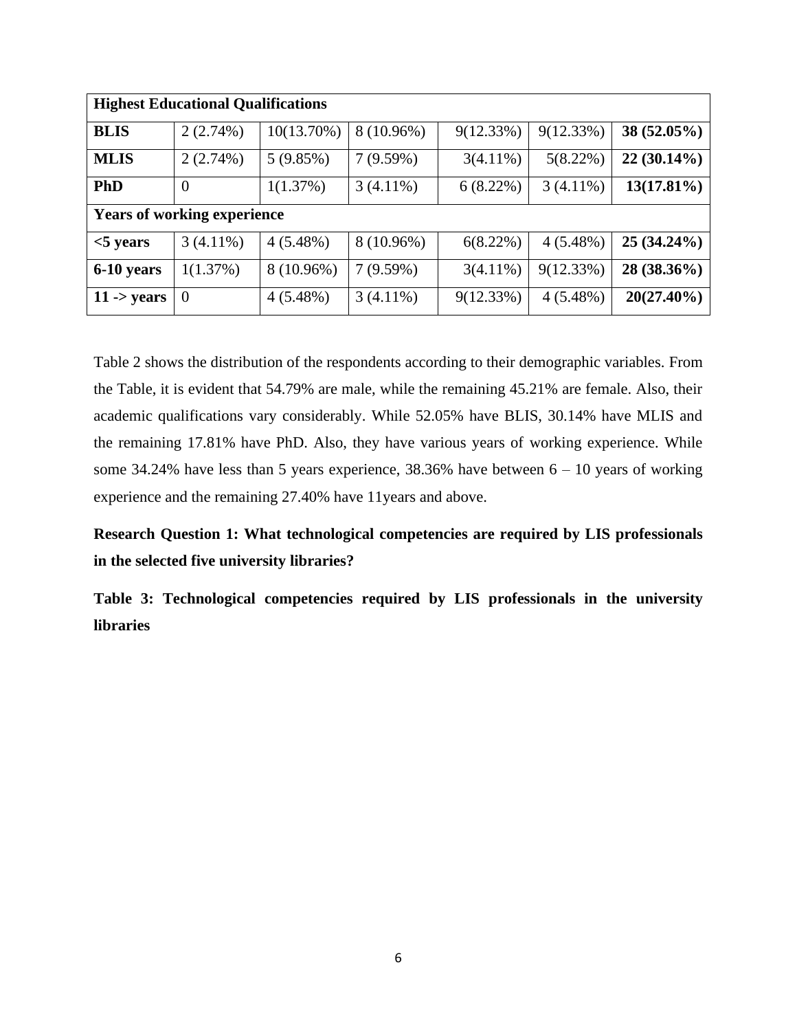| **Highest Educational Qualifications** | | | | | | |
|---|---|---|---|---|---|---|
| **BLIS** | 2 (2.74%) | 10(13.70%) | 8 (10.96%) | 9(12.33%) | 9(12.33%) | **38 (52.05%)** |
| **MLIS** | 2 (2.74%) | 5 (9.85%) | 7 (9.59%) | 3(4.11%) | 5(8.22%) | **22 (30.14%)** |
| **PhD** | 0 | 1(1.37%) | 3 (4.11%) | 6 (8.22%) | 3 (4.11%) | **13(17.81%)** |
| **Years of working experience** | | | | | | |
| **<5 years** | 3 (4.11%) | 4 (5.48%) | 8 (10.96%) | 6(8.22%) | 4 (5.48%) | **25 (34.24%)** |
| **6-10 years** | 1(1.37%) | 8 (10.96%) | 7 (9.59%) | 3(4.11%) | 9(12.33%) | **28 (38.36%)** |
| **11 -> years** | 0 | 4 (5.48%) | 3 (4.11%) | 9(12.33%) | 4 (5.48%) | **20(27.40%)** |

Table 2 shows the distribution of the respondents according to their demographic variables. From the Table, it is evident that 54.79% are male, while the remaining 45.21% are female. Also, their academic qualifications vary considerably. While 52.05% have BLIS, 30.14% have MLIS and the remaining 17.81% have PhD. Also, they have various years of working experience. While some 34.24% have less than 5 years experience, 38.36% have between 6 – 10 years of working experience and the remaining 27.40% have 11years and above.

**Research Question 1: What technological competencies are required by LIS professionals in the selected five university libraries?**

**Table 3: Technological competencies required by LIS professionals in the university libraries**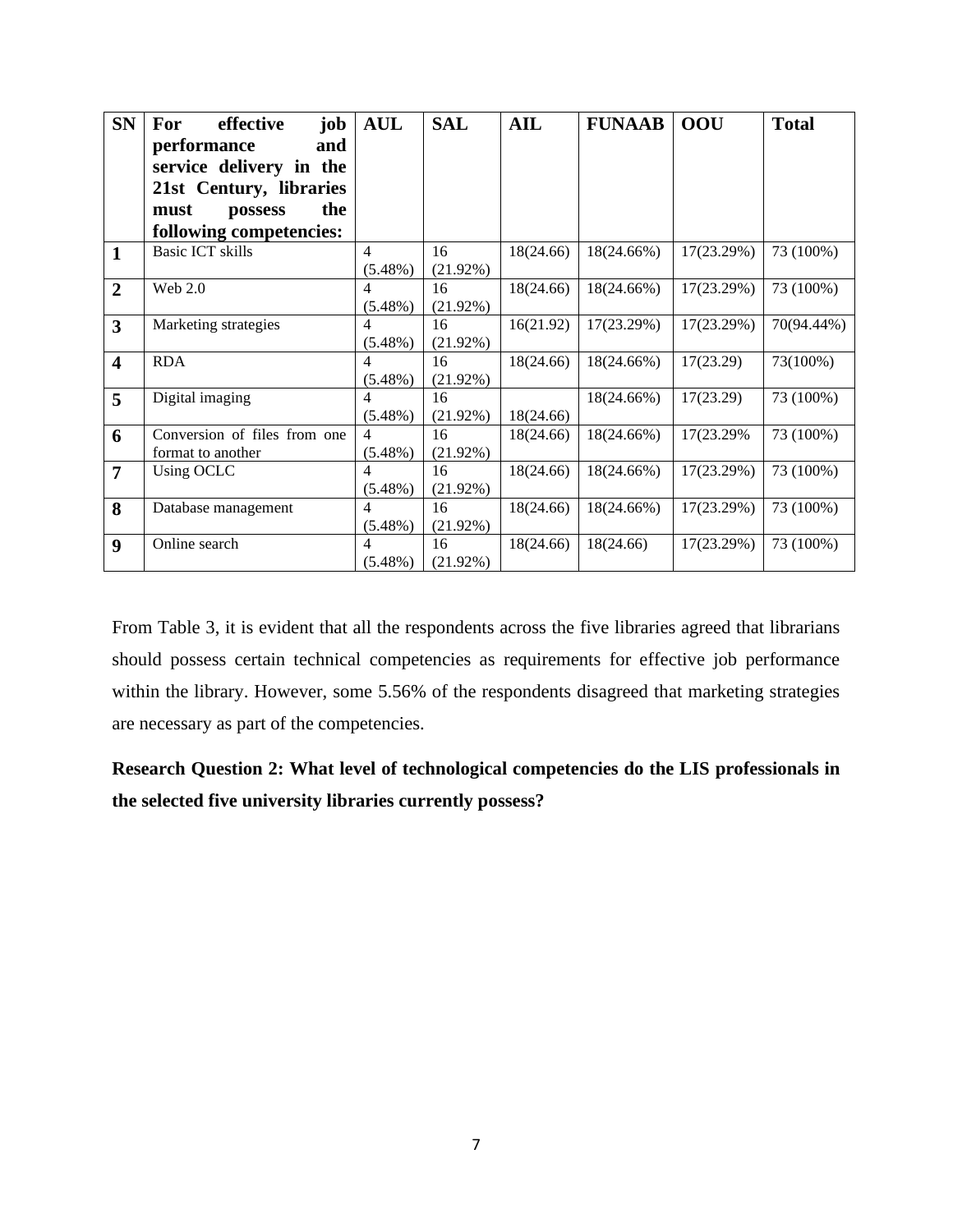| SN | For effective job performance and service delivery in the 21st Century, libraries must possess the following competencies: | AUL | SAL | AIL | FUNAAB | OOU | Total |
|---|---|---|---|---|---|---|---|
| 1 | Basic ICT skills | 4 (5.48%) | 16 (21.92%) | 18(24.66) | 18(24.66%) | 17(23.29%) | 73 (100%) |
| 2 | Web 2.0 | 4 (5.48%) | 16 (21.92%) | 18(24.66) | 18(24.66%) | 17(23.29%) | 73 (100%) |
| 3 | Marketing strategies | 4 (5.48%) | 16 (21.92%) | 16(21.92) | 17(23.29%) | 17(23.29%) | 70(94.44%) |
| 4 | RDA | 4 (5.48%) | 16 (21.92%) | 18(24.66) | 18(24.66%) | 17(23.29) | 73(100%) |
| 5 | Digital imaging | 4 (5.48%) | 16 (21.92%) | 18(24.66) | 18(24.66%) | 17(23.29) | 73 (100%) |
| 6 | Conversion of files from one format to another | 4 (5.48%) | 16 (21.92%) | 18(24.66) | 18(24.66%) | 17(23.29% | 73 (100%) |
| 7 | Using OCLC | 4 (5.48%) | 16 (21.92%) | 18(24.66) | 18(24.66%) | 17(23.29%) | 73 (100%) |
| 8 | Database management | 4 (5.48%) | 16 (21.92%) | 18(24.66) | 18(24.66%) | 17(23.29%) | 73 (100%) |
| 9 | Online search | 4 (5.48%) | 16 (21.92%) | 18(24.66) | 18(24.66) | 17(23.29%) | 73 (100%) |

From Table 3, it is evident that all the respondents across the five libraries agreed that librarians should possess certain technical competencies as requirements for effective job performance within the library. However, some 5.56% of the respondents disagreed that marketing strategies are necessary as part of the competencies.

**Research Question 2: What level of technological competencies do the LIS professionals in the selected five university libraries currently possess?**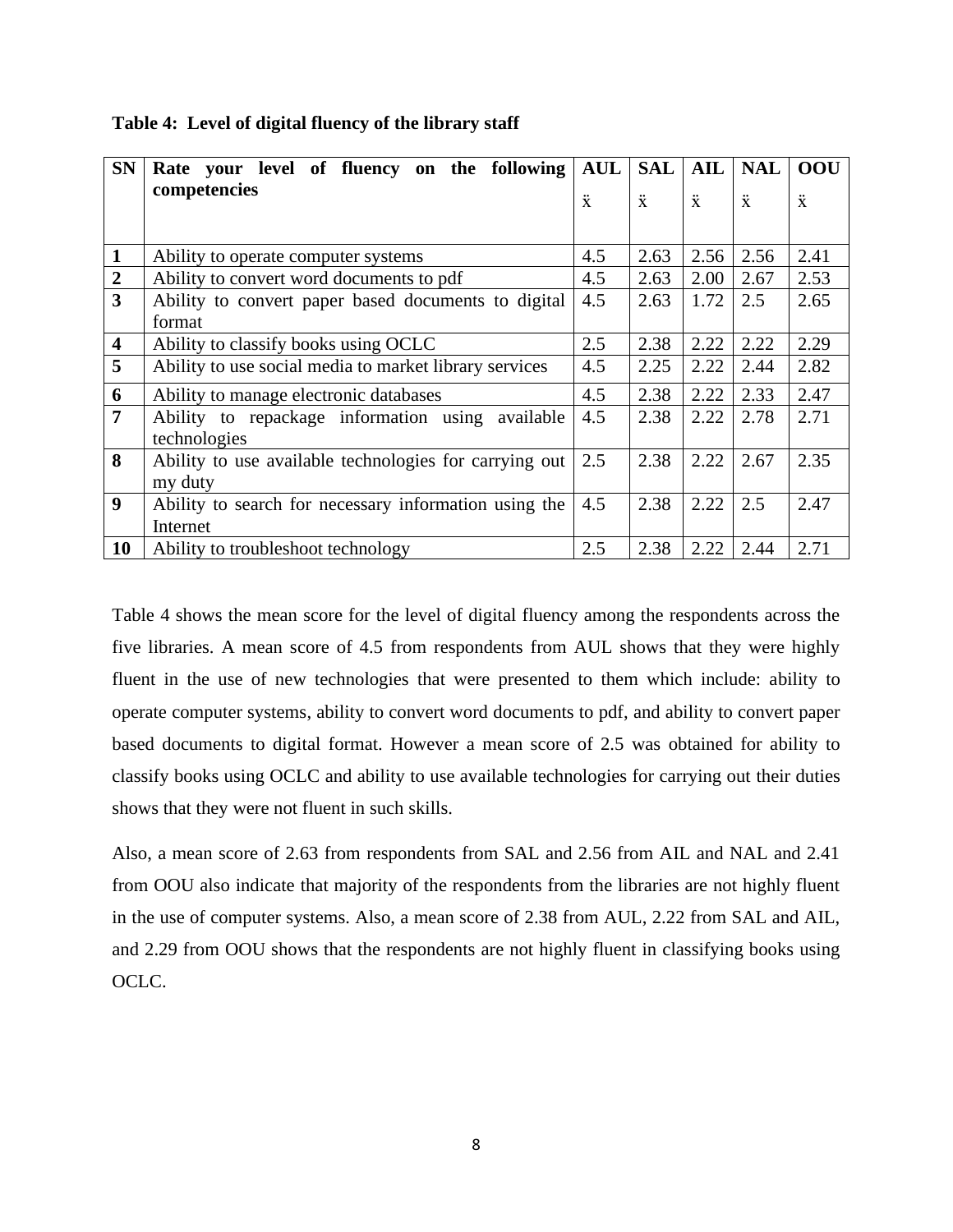**Table 4: Level of digital fluency of the library staff**

| SN | Rate your level of fluency on the following competencies | AUL ẍ | SAL ẍ | AIL ẍ | NAL ẍ | OOU ẍ |
|---|---|---|---|---|---|---|
| **1** | Ability to operate computer systems | 4.5 | 2.63 | 2.56 | 2.56 | 2.41 |
| **2** | Ability to convert word documents to pdf | 4.5 | 2.63 | 2.00 | 2.67 | 2.53 |
| **3** | Ability to convert paper based documents to digital format | 4.5 | 2.63 | 1.72 | 2.5 | 2.65 |
| **4** | Ability to classify books using OCLC | 2.5 | 2.38 | 2.22 | 2.22 | 2.29 |
| **5** | Ability to use social media to market library services | 4.5 | 2.25 | 2.22 | 2.44 | 2.82 |
| **6** | Ability to manage electronic databases | 4.5 | 2.38 | 2.22 | 2.33 | 2.47 |
| **7** | Ability to repackage information using available technologies | 4.5 | 2.38 | 2.22 | 2.78 | 2.71 |
| **8** | Ability to use available technologies for carrying out my duty | 2.5 | 2.38 | 2.22 | 2.67 | 2.35 |
| **9** | Ability to search for necessary information using the Internet | 4.5 | 2.38 | 2.22 | 2.5 | 2.47 |
| **10** | Ability to troubleshoot technology | 2.5 | 2.38 | 2.22 | 2.44 | 2.71 |

Table 4 shows the mean score for the level of digital fluency among the respondents across the five libraries. A mean score of 4.5 from respondents from AUL shows that they were highly fluent in the use of new technologies that were presented to them which include: ability to operate computer systems, ability to convert word documents to pdf, and ability to convert paper based documents to digital format. However a mean score of 2.5 was obtained for ability to classify books using OCLC and ability to use available technologies for carrying out their duties shows that they were not fluent in such skills.

Also, a mean score of 2.63 from respondents from SAL and 2.56 from AIL and NAL and 2.41 from OOU also indicate that majority of the respondents from the libraries are not highly fluent in the use of computer systems. Also, a mean score of 2.38 from AUL, 2.22 from SAL and AIL, and 2.29 from OOU shows that the respondents are not highly fluent in classifying books using OCLC.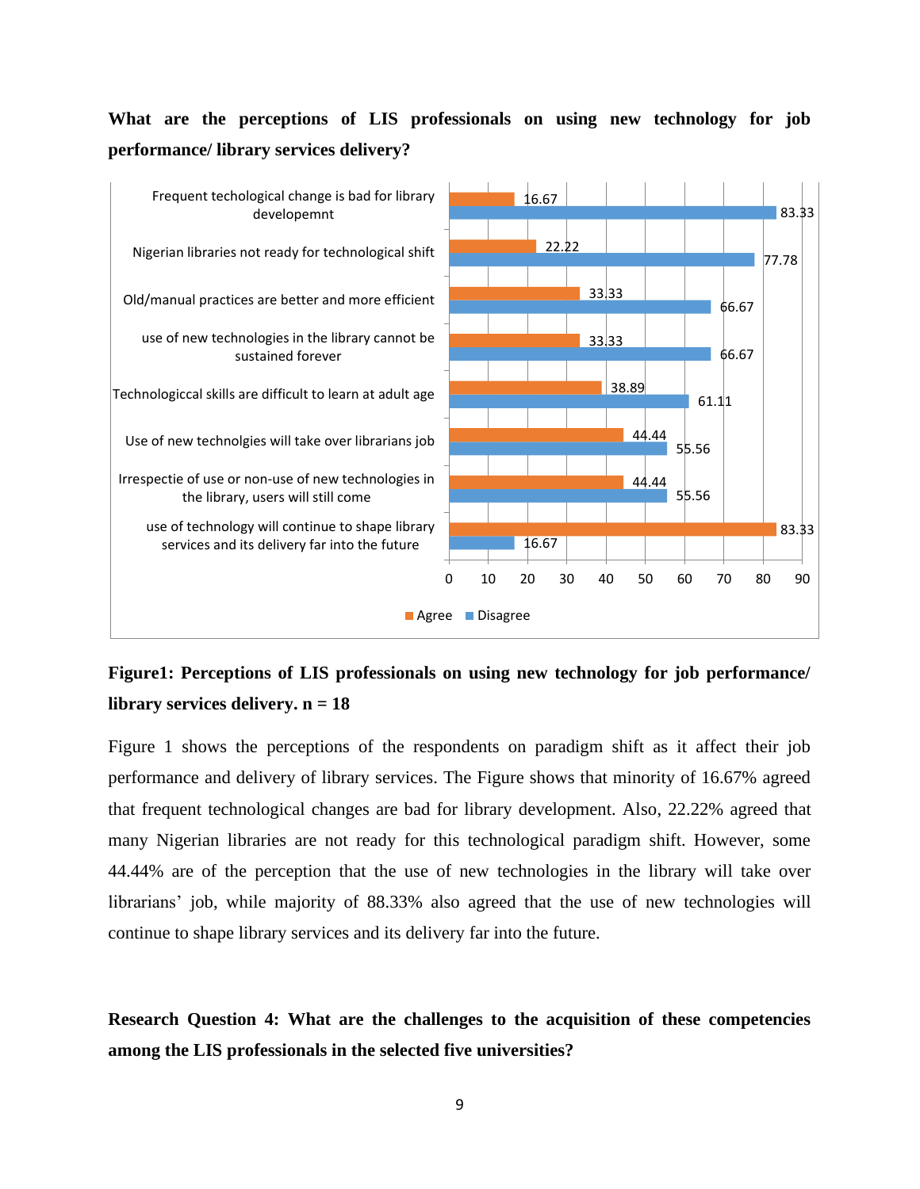**What are the perceptions of LIS professionals on using new technology for job performance/ library services delivery?**

| Statement | Agree | Disagree |
| --- | --- | --- |
| Frequent techological change is bad for library developemnt | 16.67 | 83.33 |
| Nigerian libraries not ready for technological shift | 22.22 | 77.78 |
| Old/manual practices are better and more efficient | 33.33 | 66.67 |
| use of new technologies in the library cannot be sustained forever | 33.33 | 66.67 |
| Technologiccal skills are difficult to learn at adult age | 38.89 | 61.11 |
| Use of new technolgies will take over librarians job | 44.44 | 55.56 |
| Irrespectie of use or non-use of new technologies in the library, users will still come | 44.44 | 55.56 |
| use of technology will continue to shape library services and its delivery far into the future | 83.33 | 16.67 |

**Figure1: Perceptions of LIS professionals on using new technology for job performance/ library services delivery. n = 18**

Figure 1 shows the perceptions of the respondents on paradigm shift as it affect their job performance and delivery of library services. The Figure shows that minority of 16.67% agreed that frequent technological changes are bad for library development. Also, 22.22% agreed that many Nigerian libraries are not ready for this technological paradigm shift. However, some 44.44% are of the perception that the use of new technologies in the library will take over librarians' job, while majority of 88.33% also agreed that the use of new technologies will continue to shape library services and its delivery far into the future.

**Research Question 4: What are the challenges to the acquisition of these competencies among the LIS professionals in the selected five universities?**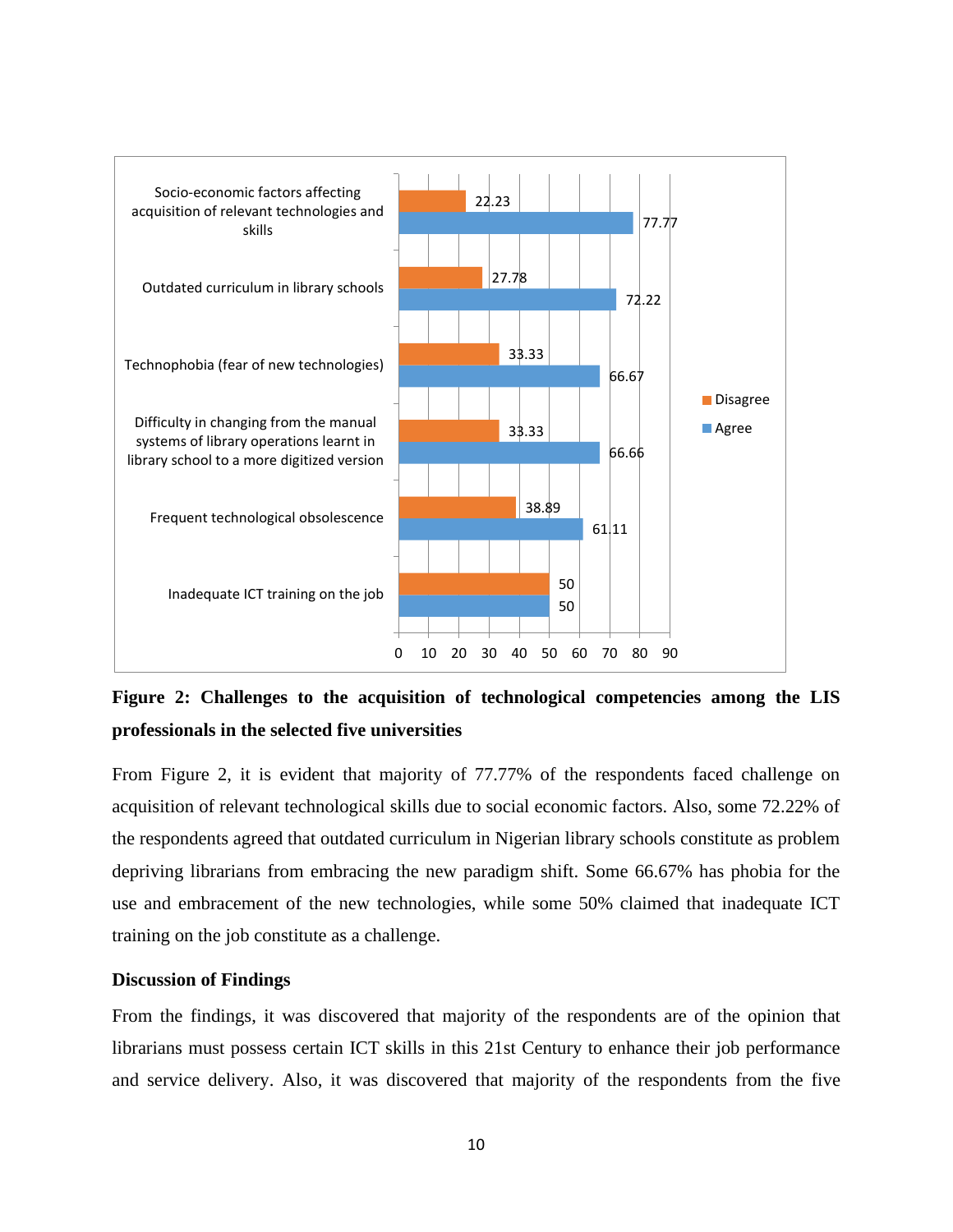| Challenge | Disagree | Agree |
|---|---|---|
| Socio-economic factors affecting acquisition of relevant technologies and skills | 22.23 | 77.77 |
| Outdated curriculum in library schools | 27.78 | 72.22 |
| Technophobia (fear of new technologies) | 33.33 | 66.67 |
| Difficulty in changing from the manual systems of library operations learnt in library school to a more digitized version | 33.33 | 66.66 |
| Frequent technological obsolescence | 38.89 | 61.11 |
| Inadequate ICT training on the job | 50 | 50 |

**Figure 2: Challenges to the acquisition of technological competencies among the LIS professionals in the selected five universities**

From Figure 2, it is evident that majority of 77.77% of the respondents faced challenge on acquisition of relevant technological skills due to social economic factors. Also, some 72.22% of the respondents agreed that outdated curriculum in Nigerian library schools constitute as problem depriving librarians from embracing the new paradigm shift. Some 66.67% has phobia for the use and embracement of the new technologies, while some 50% claimed that inadequate ICT training on the job constitute as a challenge.

### Discussion of Findings

From the findings, it was discovered that majority of the respondents are of the opinion that librarians must possess certain ICT skills in this 21st Century to enhance their job performance and service delivery. Also, it was discovered that majority of the respondents from the five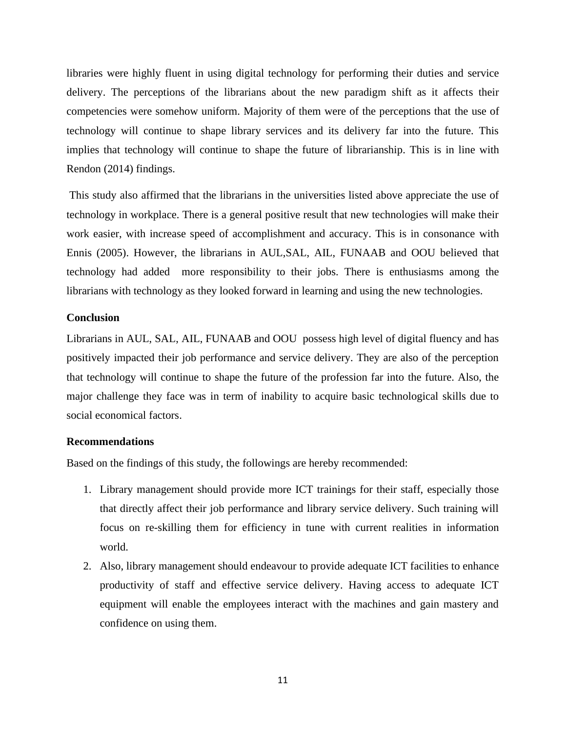libraries were highly fluent in using digital technology for performing their duties and service delivery. The perceptions of the librarians about the new paradigm shift as it affects their competencies were somehow uniform. Majority of them were of the perceptions that the use of technology will continue to shape library services and its delivery far into the future. This implies that technology will continue to shape the future of librarianship. This is in line with Rendon (2014) findings.

This study also affirmed that the librarians in the universities listed above appreciate the use of technology in workplace. There is a general positive result that new technologies will make their work easier, with increase speed of accomplishment and accuracy. This is in consonance with Ennis (2005). However, the librarians in AUL,SAL, AIL, FUNAAB and OOU believed that technology had added more responsibility to their jobs. There is enthusiasms among the librarians with technology as they looked forward in learning and using the new technologies.

**Conclusion**

Librarians in AUL, SAL, AIL, FUNAAB and OOU possess high level of digital fluency and has positively impacted their job performance and service delivery. They are also of the perception that technology will continue to shape the future of the profession far into the future. Also, the major challenge they face was in term of inability to acquire basic technological skills due to social economical factors.

**Recommendations**

Based on the findings of this study, the followings are hereby recommended:

1. Library management should provide more ICT trainings for their staff, especially those that directly affect their job performance and library service delivery. Such training will focus on re-skilling them for efficiency in tune with current realities in information world.
2. Also, library management should endeavour to provide adequate ICT facilities to enhance productivity of staff and effective service delivery. Having access to adequate ICT equipment will enable the employees interact with the machines and gain mastery and confidence on using them.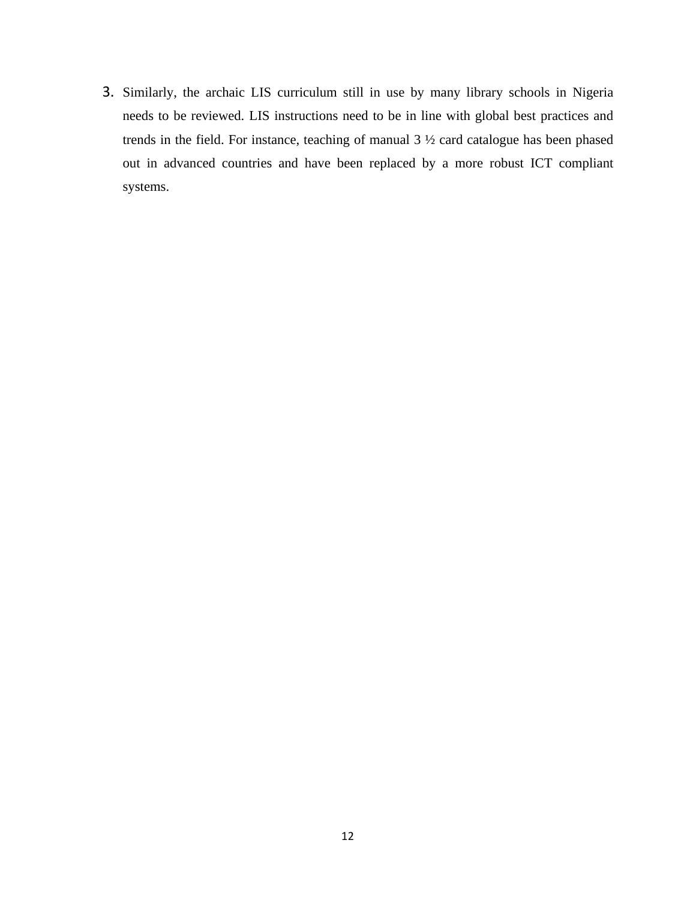3. Similarly, the archaic LIS curriculum still in use by many library schools in Nigeria needs to be reviewed. LIS instructions need to be in line with global best practices and trends in the field. For instance, teaching of manual 3 ½ card catalogue has been phased out in advanced countries and have been replaced by a more robust ICT compliant systems.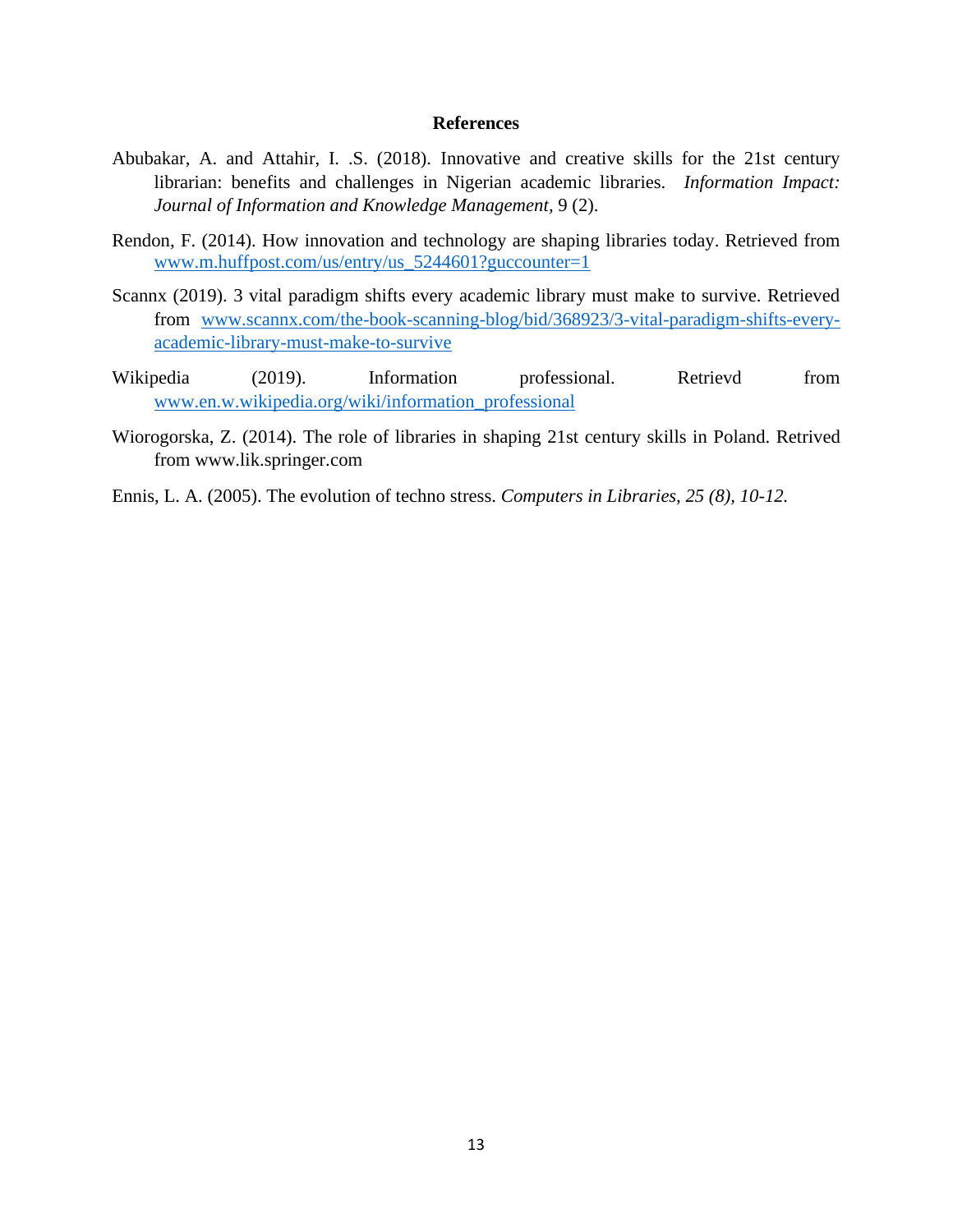## References

Abubakar, A. and Attahir, I. .S. (2018). Innovative and creative skills for the 21st century librarian: benefits and challenges in Nigerian academic libraries. *Information Impact: Journal of Information and Knowledge Management,* 9 (2).

Rendon, F. (2014). How innovation and technology are shaping libraries today. Retrieved from www.m.huffpost.com/us/entry/us_5244601?guccounter=1

Scannx (2019). 3 vital paradigm shifts every academic library must make to survive. Retrieved from www.scannx.com/the-book-scanning-blog/bid/368923/3-vital-paradigm-shifts-every-academic-library-must-make-to-survive

Wikipedia (2019). Information professional. Retrievd from www.en.w.wikipedia.org/wiki/information_professional

Wiorogorska, Z. (2014). The role of libraries in shaping 21st century skills in Poland. Retrived from www.lik.springer.com

Ennis, L. A. (2005). The evolution of techno stress. *Computers in Libraries, 25 (8), 10-12.*